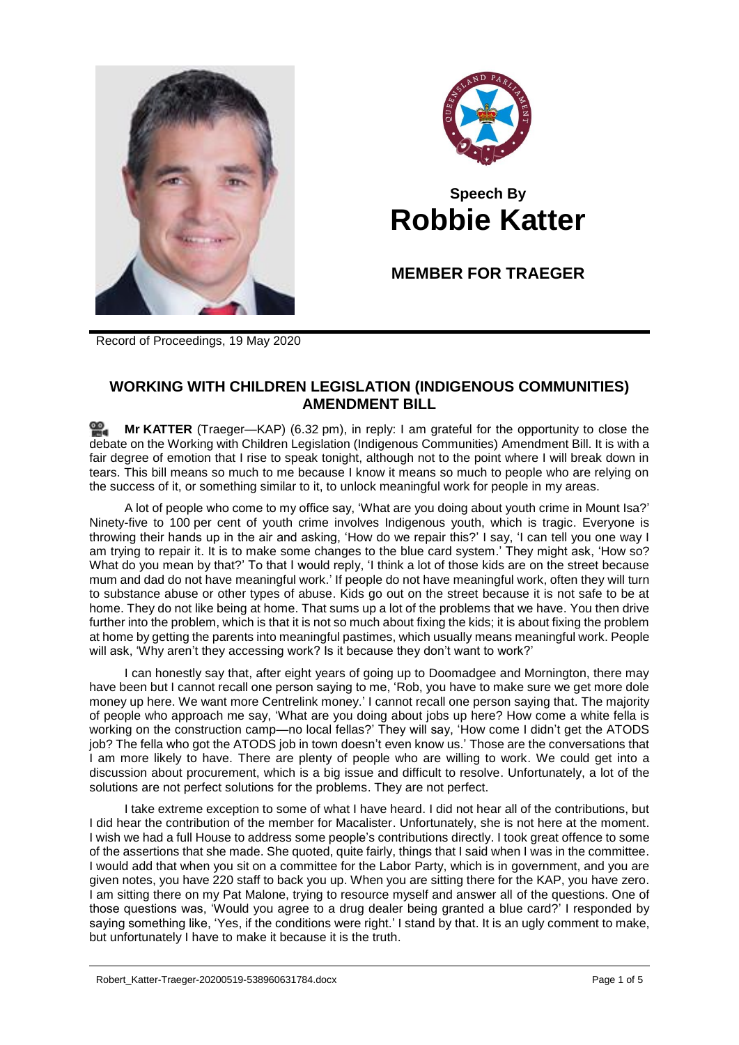**Speech By**
# Robbie Katter

**MEMBER FOR TRAEGER**

Record of Proceedings, 19 May 2020

## WORKING WITH CHILDREN LEGISLATION (INDIGENOUS COMMUNITIES) AMENDMENT BILL

**Mr KATTER** (Traeger—KAP) (6.32 pm), in reply: I am grateful for the opportunity to close the debate on the Working with Children Legislation (Indigenous Communities) Amendment Bill. It is with a fair degree of emotion that I rise to speak tonight, although not to the point where I will break down in tears. This bill means so much to me because I know it means so much to people who are relying on the success of it, or something similar to it, to unlock meaningful work for people in my areas.

A lot of people who come to my office say, 'What are you doing about youth crime in Mount Isa?' Ninety-five to 100 per cent of youth crime involves Indigenous youth, which is tragic. Everyone is throwing their hands up in the air and asking, 'How do we repair this?' I say, 'I can tell you one way I am trying to repair it. It is to make some changes to the blue card system.' They might ask, 'How so? What do you mean by that?' To that I would reply, 'I think a lot of those kids are on the street because mum and dad do not have meaningful work.' If people do not have meaningful work, often they will turn to substance abuse or other types of abuse. Kids go out on the street because it is not safe to be at home. They do not like being at home. That sums up a lot of the problems that we have. You then drive further into the problem, which is that it is not so much about fixing the kids; it is about fixing the problem at home by getting the parents into meaningful pastimes, which usually means meaningful work. People will ask, 'Why aren't they accessing work? Is it because they don't want to work?'

I can honestly say that, after eight years of going up to Doomadgee and Mornington, there may have been but I cannot recall one person saying to me, 'Rob, you have to make sure we get more dole money up here. We want more Centrelink money.' I cannot recall one person saying that. The majority of people who approach me say, 'What are you doing about jobs up here? How come a white fella is working on the construction camp—no local fellas?' They will say, 'How come I didn't get the ATODS job? The fella who got the ATODS job in town doesn't even know us.' Those are the conversations that I am more likely to have. There are plenty of people who are willing to work. We could get into a discussion about procurement, which is a big issue and difficult to resolve. Unfortunately, a lot of the solutions are not perfect solutions for the problems. They are not perfect.

I take extreme exception to some of what I have heard. I did not hear all of the contributions, but I did hear the contribution of the member for Macalister. Unfortunately, she is not here at the moment. I wish we had a full House to address some people's contributions directly. I took great offence to some of the assertions that she made. She quoted, quite fairly, things that I said when I was in the committee. I would add that when you sit on a committee for the Labor Party, which is in government, and you are given notes, you have 220 staff to back you up. When you are sitting there for the KAP, you have zero. I am sitting there on my Pat Malone, trying to resource myself and answer all of the questions. One of those questions was, 'Would you agree to a drug dealer being granted a blue card?' I responded by saying something like, 'Yes, if the conditions were right.' I stand by that. It is an ugly comment to make, but unfortunately I have to make it because it is the truth.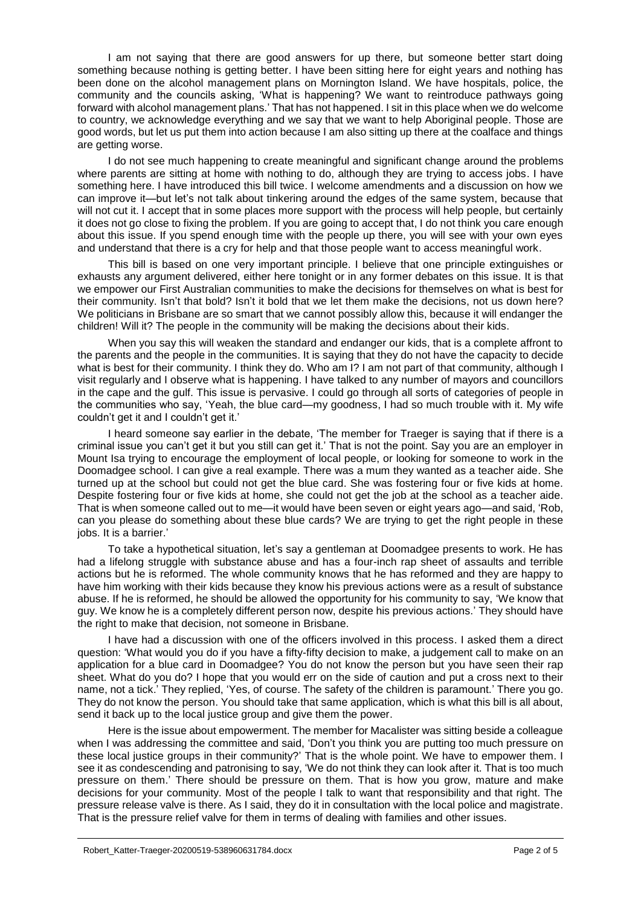I am not saying that there are good answers for up there, but someone better start doing something because nothing is getting better. I have been sitting here for eight years and nothing has been done on the alcohol management plans on Mornington Island. We have hospitals, police, the community and the councils asking, 'What is happening? We want to reintroduce pathways going forward with alcohol management plans.' That has not happened. I sit in this place when we do welcome to country, we acknowledge everything and we say that we want to help Aboriginal people. Those are good words, but let us put them into action because I am also sitting up there at the coalface and things are getting worse.

I do not see much happening to create meaningful and significant change around the problems where parents are sitting at home with nothing to do, although they are trying to access jobs. I have something here. I have introduced this bill twice. I welcome amendments and a discussion on how we can improve it—but let's not talk about tinkering around the edges of the same system, because that will not cut it. I accept that in some places more support with the process will help people, but certainly it does not go close to fixing the problem. If you are going to accept that, I do not think you care enough about this issue. If you spend enough time with the people up there, you will see with your own eyes and understand that there is a cry for help and that those people want to access meaningful work.

This bill is based on one very important principle. I believe that one principle extinguishes or exhausts any argument delivered, either here tonight or in any former debates on this issue. It is that we empower our First Australian communities to make the decisions for themselves on what is best for their community. Isn't that bold? Isn't it bold that we let them make the decisions, not us down here? We politicians in Brisbane are so smart that we cannot possibly allow this, because it will endanger the children! Will it? The people in the community will be making the decisions about their kids.

When you say this will weaken the standard and endanger our kids, that is a complete affront to the parents and the people in the communities. It is saying that they do not have the capacity to decide what is best for their community. I think they do. Who am I? I am not part of that community, although I visit regularly and I observe what is happening. I have talked to any number of mayors and councillors in the cape and the gulf. This issue is pervasive. I could go through all sorts of categories of people in the communities who say, 'Yeah, the blue card—my goodness, I had so much trouble with it. My wife couldn't get it and I couldn't get it.'

I heard someone say earlier in the debate, 'The member for Traeger is saying that if there is a criminal issue you can't get it but you still can get it.' That is not the point. Say you are an employer in Mount Isa trying to encourage the employment of local people, or looking for someone to work in the Doomadgee school. I can give a real example. There was a mum they wanted as a teacher aide. She turned up at the school but could not get the blue card. She was fostering four or five kids at home. Despite fostering four or five kids at home, she could not get the job at the school as a teacher aide. That is when someone called out to me—it would have been seven or eight years ago—and said, 'Rob, can you please do something about these blue cards? We are trying to get the right people in these jobs. It is a barrier.'

To take a hypothetical situation, let's say a gentleman at Doomadgee presents to work. He has had a lifelong struggle with substance abuse and has a four-inch rap sheet of assaults and terrible actions but he is reformed. The whole community knows that he has reformed and they are happy to have him working with their kids because they know his previous actions were as a result of substance abuse. If he is reformed, he should be allowed the opportunity for his community to say, 'We know that guy. We know he is a completely different person now, despite his previous actions.' They should have the right to make that decision, not someone in Brisbane.

I have had a discussion with one of the officers involved in this process. I asked them a direct question: 'What would you do if you have a fifty-fifty decision to make, a judgement call to make on an application for a blue card in Doomadgee? You do not know the person but you have seen their rap sheet. What do you do? I hope that you would err on the side of caution and put a cross next to their name, not a tick.' They replied, 'Yes, of course. The safety of the children is paramount.' There you go. They do not know the person. You should take that same application, which is what this bill is all about, send it back up to the local justice group and give them the power.

Here is the issue about empowerment. The member for Macalister was sitting beside a colleague when I was addressing the committee and said, 'Don't you think you are putting too much pressure on these local justice groups in their community?' That is the whole point. We have to empower them. I see it as condescending and patronising to say, 'We do not think they can look after it. That is too much pressure on them.' There should be pressure on them. That is how you grow, mature and make decisions for your community. Most of the people I talk to want that responsibility and that right. The pressure release valve is there. As I said, they do it in consultation with the local police and magistrate. That is the pressure relief valve for them in terms of dealing with families and other issues.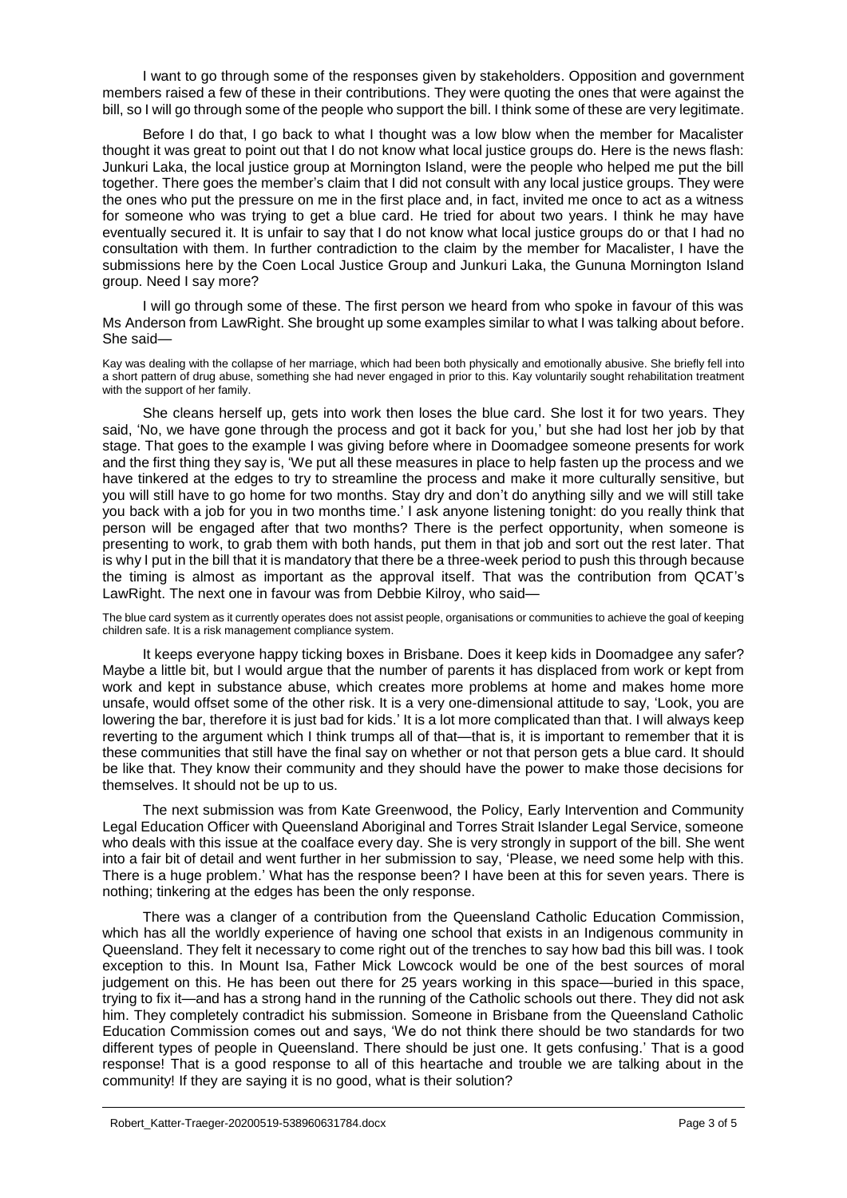I want to go through some of the responses given by stakeholders. Opposition and government members raised a few of these in their contributions. They were quoting the ones that were against the bill, so I will go through some of the people who support the bill. I think some of these are very legitimate.

Before I do that, I go back to what I thought was a low blow when the member for Macalister thought it was great to point out that I do not know what local justice groups do. Here is the news flash: Junkuri Laka, the local justice group at Mornington Island, were the people who helped me put the bill together. There goes the member's claim that I did not consult with any local justice groups. They were the ones who put the pressure on me in the first place and, in fact, invited me once to act as a witness for someone who was trying to get a blue card. He tried for about two years. I think he may have eventually secured it. It is unfair to say that I do not know what local justice groups do or that I had no consultation with them. In further contradiction to the claim by the member for Macalister, I have the submissions here by the Coen Local Justice Group and Junkuri Laka, the Gununa Mornington Island group. Need I say more?

I will go through some of these. The first person we heard from who spoke in favour of this was Ms Anderson from LawRight. She brought up some examples similar to what I was talking about before. She said—

> Kay was dealing with the collapse of her marriage, which had been both physically and emotionally abusive. She briefly fell into a short pattern of drug abuse, something she had never engaged in prior to this. Kay voluntarily sought rehabilitation treatment with the support of her family.

She cleans herself up, gets into work then loses the blue card. She lost it for two years. They said, 'No, we have gone through the process and got it back for you,' but she had lost her job by that stage. That goes to the example I was giving before where in Doomadgee someone presents for work and the first thing they say is, 'We put all these measures in place to help fasten up the process and we have tinkered at the edges to try to streamline the process and make it more culturally sensitive, but you will still have to go home for two months. Stay dry and don't do anything silly and we will still take you back with a job for you in two months time.' I ask anyone listening tonight: do you really think that person will be engaged after that two months? There is the perfect opportunity, when someone is presenting to work, to grab them with both hands, put them in that job and sort out the rest later. That is why I put in the bill that it is mandatory that there be a three-week period to push this through because the timing is almost as important as the approval itself. That was the contribution from QCAT's LawRight. The next one in favour was from Debbie Kilroy, who said—

> The blue card system as it currently operates does not assist people, organisations or communities to achieve the goal of keeping children safe. It is a risk management compliance system.

It keeps everyone happy ticking boxes in Brisbane. Does it keep kids in Doomadgee any safer? Maybe a little bit, but I would argue that the number of parents it has displaced from work or kept from work and kept in substance abuse, which creates more problems at home and makes home more unsafe, would offset some of the other risk. It is a very one-dimensional attitude to say, 'Look, you are lowering the bar, therefore it is just bad for kids.' It is a lot more complicated than that. I will always keep reverting to the argument which I think trumps all of that—that is, it is important to remember that it is these communities that still have the final say on whether or not that person gets a blue card. It should be like that. They know their community and they should have the power to make those decisions for themselves. It should not be up to us.

The next submission was from Kate Greenwood, the Policy, Early Intervention and Community Legal Education Officer with Queensland Aboriginal and Torres Strait Islander Legal Service, someone who deals with this issue at the coalface every day. She is very strongly in support of the bill. She went into a fair bit of detail and went further in her submission to say, 'Please, we need some help with this. There is a huge problem.' What has the response been? I have been at this for seven years. There is nothing; tinkering at the edges has been the only response.

There was a clanger of a contribution from the Queensland Catholic Education Commission, which has all the worldly experience of having one school that exists in an Indigenous community in Queensland. They felt it necessary to come right out of the trenches to say how bad this bill was. I took exception to this. In Mount Isa, Father Mick Lowcock would be one of the best sources of moral judgement on this. He has been out there for 25 years working in this space—buried in this space, trying to fix it—and has a strong hand in the running of the Catholic schools out there. They did not ask him. They completely contradict his submission. Someone in Brisbane from the Queensland Catholic Education Commission comes out and says, 'We do not think there should be two standards for two different types of people in Queensland. There should be just one. It gets confusing.' That is a good response! That is a good response to all of this heartache and trouble we are talking about in the community! If they are saying it is no good, what is their solution?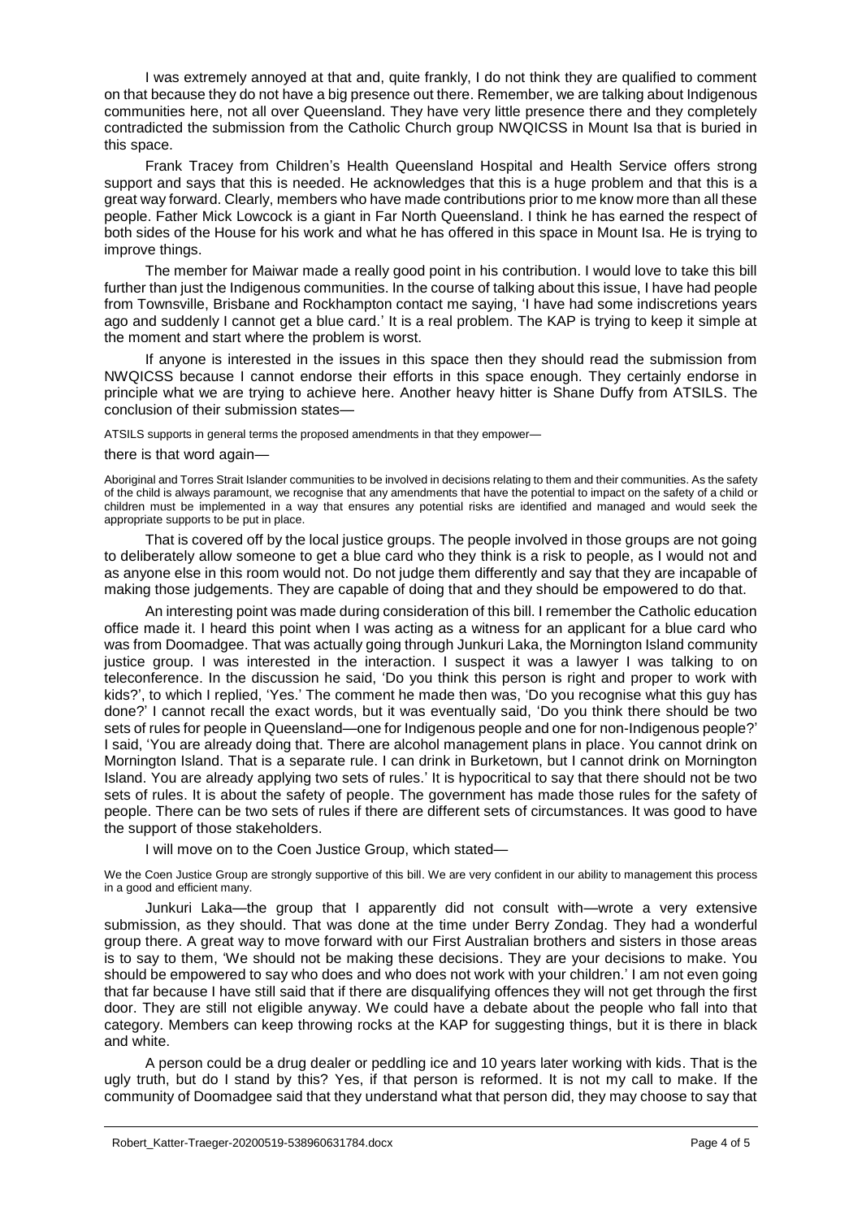I was extremely annoyed at that and, quite frankly, I do not think they are qualified to comment on that because they do not have a big presence out there. Remember, we are talking about Indigenous communities here, not all over Queensland. They have very little presence there and they completely contradicted the submission from the Catholic Church group NWQICSS in Mount Isa that is buried in this space.

Frank Tracey from Children's Health Queensland Hospital and Health Service offers strong support and says that this is needed. He acknowledges that this is a huge problem and that this is a great way forward. Clearly, members who have made contributions prior to me know more than all these people. Father Mick Lowcock is a giant in Far North Queensland. I think he has earned the respect of both sides of the House for his work and what he has offered in this space in Mount Isa. He is trying to improve things.

The member for Maiwar made a really good point in his contribution. I would love to take this bill further than just the Indigenous communities. In the course of talking about this issue, I have had people from Townsville, Brisbane and Rockhampton contact me saying, 'I have had some indiscretions years ago and suddenly I cannot get a blue card.' It is a real problem. The KAP is trying to keep it simple at the moment and start where the problem is worst.

If anyone is interested in the issues in this space then they should read the submission from NWQICSS because I cannot endorse their efforts in this space enough. They certainly endorse in principle what we are trying to achieve here. Another heavy hitter is Shane Duffy from ATSILS. The conclusion of their submission states—

ATSILS supports in general terms the proposed amendments in that they empower—

there is that word again—

Aboriginal and Torres Strait Islander communities to be involved in decisions relating to them and their communities. As the safety of the child is always paramount, we recognise that any amendments that have the potential to impact on the safety of a child or children must be implemented in a way that ensures any potential risks are identified and managed and would seek the appropriate supports to be put in place.

That is covered off by the local justice groups. The people involved in those groups are not going to deliberately allow someone to get a blue card who they think is a risk to people, as I would not and as anyone else in this room would not. Do not judge them differently and say that they are incapable of making those judgements. They are capable of doing that and they should be empowered to do that.

An interesting point was made during consideration of this bill. I remember the Catholic education office made it. I heard this point when I was acting as a witness for an applicant for a blue card who was from Doomadgee. That was actually going through Junkuri Laka, the Mornington Island community justice group. I was interested in the interaction. I suspect it was a lawyer I was talking to on teleconference. In the discussion he said, 'Do you think this person is right and proper to work with kids?', to which I replied, 'Yes.' The comment he made then was, 'Do you recognise what this guy has done?' I cannot recall the exact words, but it was eventually said, 'Do you think there should be two sets of rules for people in Queensland—one for Indigenous people and one for non-Indigenous people?' I said, 'You are already doing that. There are alcohol management plans in place. You cannot drink on Mornington Island. That is a separate rule. I can drink in Burketown, but I cannot drink on Mornington Island. You are already applying two sets of rules.' It is hypocritical to say that there should not be two sets of rules. It is about the safety of people. The government has made those rules for the safety of people. There can be two sets of rules if there are different sets of circumstances. It was good to have the support of those stakeholders.

I will move on to the Coen Justice Group, which stated—

We the Coen Justice Group are strongly supportive of this bill. We are very confident in our ability to management this process in a good and efficient many.

Junkuri Laka—the group that I apparently did not consult with—wrote a very extensive submission, as they should. That was done at the time under Berry Zondag. They had a wonderful group there. A great way to move forward with our First Australian brothers and sisters in those areas is to say to them, 'We should not be making these decisions. They are your decisions to make. You should be empowered to say who does and who does not work with your children.' I am not even going that far because I have still said that if there are disqualifying offences they will not get through the first door. They are still not eligible anyway. We could have a debate about the people who fall into that category. Members can keep throwing rocks at the KAP for suggesting things, but it is there in black and white.

A person could be a drug dealer or peddling ice and 10 years later working with kids. That is the ugly truth, but do I stand by this? Yes, if that person is reformed. It is not my call to make. If the community of Doomadgee said that they understand what that person did, they may choose to say that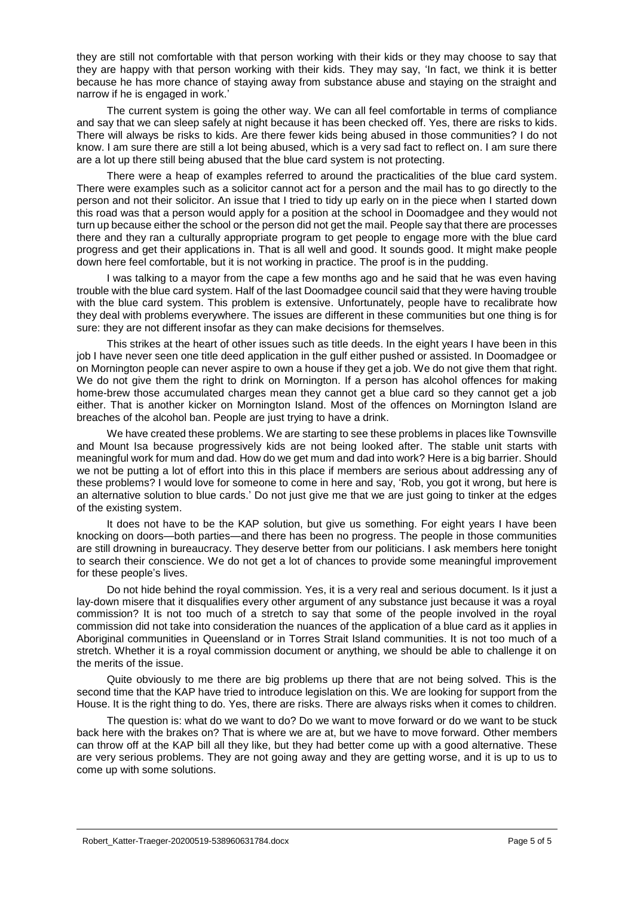they are still not comfortable with that person working with their kids or they may choose to say that they are happy with that person working with their kids. They may say, 'In fact, we think it is better because he has more chance of staying away from substance abuse and staying on the straight and narrow if he is engaged in work.'

The current system is going the other way. We can all feel comfortable in terms of compliance and say that we can sleep safely at night because it has been checked off. Yes, there are risks to kids. There will always be risks to kids. Are there fewer kids being abused in those communities? I do not know. I am sure there are still a lot being abused, which is a very sad fact to reflect on. I am sure there are a lot up there still being abused that the blue card system is not protecting.

There were a heap of examples referred to around the practicalities of the blue card system. There were examples such as a solicitor cannot act for a person and the mail has to go directly to the person and not their solicitor. An issue that I tried to tidy up early on in the piece when I started down this road was that a person would apply for a position at the school in Doomadgee and they would not turn up because either the school or the person did not get the mail. People say that there are processes there and they ran a culturally appropriate program to get people to engage more with the blue card progress and get their applications in. That is all well and good. It sounds good. It might make people down here feel comfortable, but it is not working in practice. The proof is in the pudding.

I was talking to a mayor from the cape a few months ago and he said that he was even having trouble with the blue card system. Half of the last Doomadgee council said that they were having trouble with the blue card system. This problem is extensive. Unfortunately, people have to recalibrate how they deal with problems everywhere. The issues are different in these communities but one thing is for sure: they are not different insofar as they can make decisions for themselves.

This strikes at the heart of other issues such as title deeds. In the eight years I have been in this job I have never seen one title deed application in the gulf either pushed or assisted. In Doomadgee or on Mornington people can never aspire to own a house if they get a job. We do not give them that right. We do not give them the right to drink on Mornington. If a person has alcohol offences for making home-brew those accumulated charges mean they cannot get a blue card so they cannot get a job either. That is another kicker on Mornington Island. Most of the offences on Mornington Island are breaches of the alcohol ban. People are just trying to have a drink.

We have created these problems. We are starting to see these problems in places like Townsville and Mount Isa because progressively kids are not being looked after. The stable unit starts with meaningful work for mum and dad. How do we get mum and dad into work? Here is a big barrier. Should we not be putting a lot of effort into this in this place if members are serious about addressing any of these problems? I would love for someone to come in here and say, 'Rob, you got it wrong, but here is an alternative solution to blue cards.' Do not just give me that we are just going to tinker at the edges of the existing system.

It does not have to be the KAP solution, but give us something. For eight years I have been knocking on doors—both parties—and there has been no progress. The people in those communities are still drowning in bureaucracy. They deserve better from our politicians. I ask members here tonight to search their conscience. We do not get a lot of chances to provide some meaningful improvement for these people's lives.

Do not hide behind the royal commission. Yes, it is a very real and serious document. Is it just a lay-down misere that it disqualifies every other argument of any substance just because it was a royal commission? It is not too much of a stretch to say that some of the people involved in the royal commission did not take into consideration the nuances of the application of a blue card as it applies in Aboriginal communities in Queensland or in Torres Strait Island communities. It is not too much of a stretch. Whether it is a royal commission document or anything, we should be able to challenge it on the merits of the issue.

Quite obviously to me there are big problems up there that are not being solved. This is the second time that the KAP have tried to introduce legislation on this. We are looking for support from the House. It is the right thing to do. Yes, there are risks. There are always risks when it comes to children.

The question is: what do we want to do? Do we want to move forward or do we want to be stuck back here with the brakes on? That is where we are at, but we have to move forward. Other members can throw off at the KAP bill all they like, but they had better come up with a good alternative. These are very serious problems. They are not going away and they are getting worse, and it is up to us to come up with some solutions.